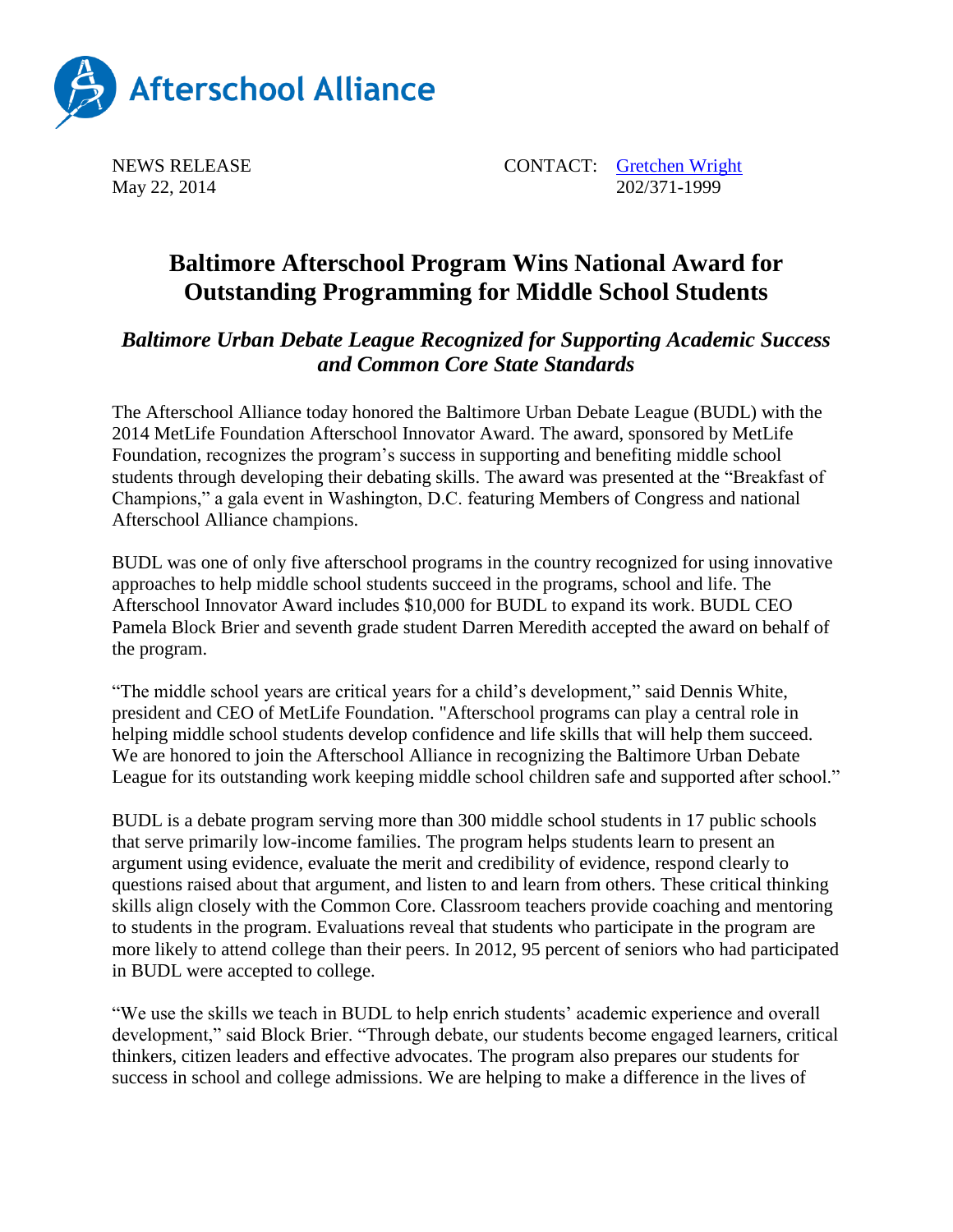Afterschool Alliance

NEWS RELEASE
May 22, 2014

CONTACT: [Gretchen Wright](#)
202/371-1999

# Baltimore Afterschool Program Wins National Award for Outstanding Programming for Middle School Students

## *Baltimore Urban Debate League Recognized for Supporting Academic Success and Common Core State Standards*

The Afterschool Alliance today honored the Baltimore Urban Debate League (BUDL) with the 2014 MetLife Foundation Afterschool Innovator Award. The award, sponsored by MetLife Foundation, recognizes the program's success in supporting and benefiting middle school students through developing their debating skills. The award was presented at the "Breakfast of Champions," a gala event in Washington, D.C. featuring Members of Congress and national Afterschool Alliance champions.

BUDL was one of only five afterschool programs in the country recognized for using innovative approaches to help middle school students succeed in the programs, school and life. The Afterschool Innovator Award includes $10,000 for BUDL to expand its work. BUDL CEO Pamela Block Brier and seventh grade student Darren Meredith accepted the award on behalf of the program.

"The middle school years are critical years for a child's development," said Dennis White, president and CEO of MetLife Foundation. "Afterschool programs can play a central role in helping middle school students develop confidence and life skills that will help them succeed. We are honored to join the Afterschool Alliance in recognizing the Baltimore Urban Debate League for its outstanding work keeping middle school children safe and supported after school."

BUDL is a debate program serving more than 300 middle school students in 17 public schools that serve primarily low-income families. The program helps students learn to present an argument using evidence, evaluate the merit and credibility of evidence, respond clearly to questions raised about that argument, and listen to and learn from others. These critical thinking skills align closely with the Common Core. Classroom teachers provide coaching and mentoring to students in the program. Evaluations reveal that students who participate in the program are more likely to attend college than their peers. In 2012, 95 percent of seniors who had participated in BUDL were accepted to college.

"We use the skills we teach in BUDL to help enrich students' academic experience and overall development," said Block Brier. "Through debate, our students become engaged learners, critical thinkers, citizen leaders and effective advocates. The program also prepares our students for success in school and college admissions. We are helping to make a difference in the lives of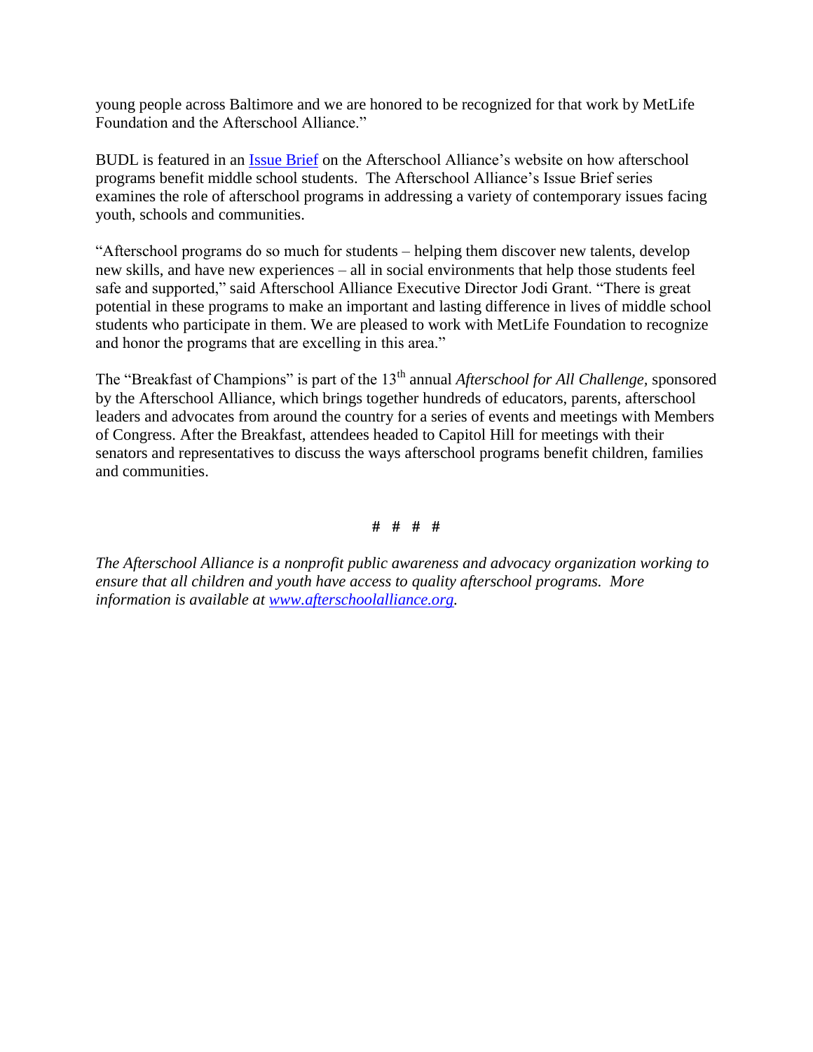young people across Baltimore and we are honored to be recognized for that work by MetLife Foundation and the Afterschool Alliance."

BUDL is featured in an [Issue Brief]() on the Afterschool Alliance's website on how afterschool programs benefit middle school students. The Afterschool Alliance's Issue Brief series examines the role of afterschool programs in addressing a variety of contemporary issues facing youth, schools and communities.

"Afterschool programs do so much for students – helping them discover new talents, develop new skills, and have new experiences – all in social environments that help those students feel safe and supported," said Afterschool Alliance Executive Director Jodi Grant. "There is great potential in these programs to make an important and lasting difference in lives of middle school students who participate in them. We are pleased to work with MetLife Foundation to recognize and honor the programs that are excelling in this area."

The "Breakfast of Champions" is part of the 13th annual *Afterschool for All Challenge*, sponsored by the Afterschool Alliance, which brings together hundreds of educators, parents, afterschool leaders and advocates from around the country for a series of events and meetings with Members of Congress. After the Breakfast, attendees headed to Capitol Hill for meetings with their senators and representatives to discuss the ways afterschool programs benefit children, families and communities.

# # # #

*The Afterschool Alliance is a nonprofit public awareness and advocacy organization working to ensure that all children and youth have access to quality afterschool programs. More information is available at [www.afterschoolalliance.org](www.afterschoolalliance.org).*